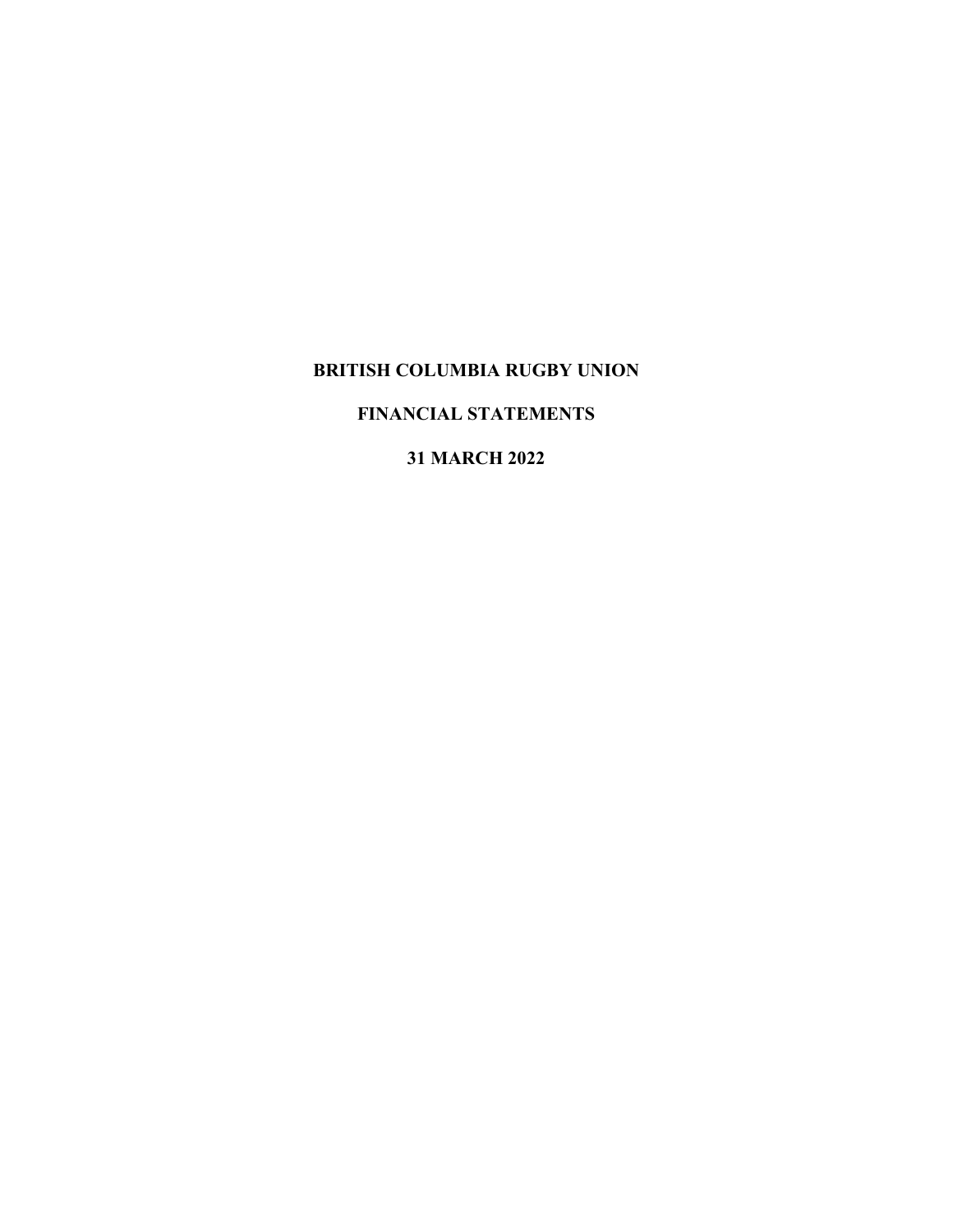# BRITISH COLUMBIA RUGBY UNION

## FINANCIAL STATEMENTS

## 31 MARCH 2022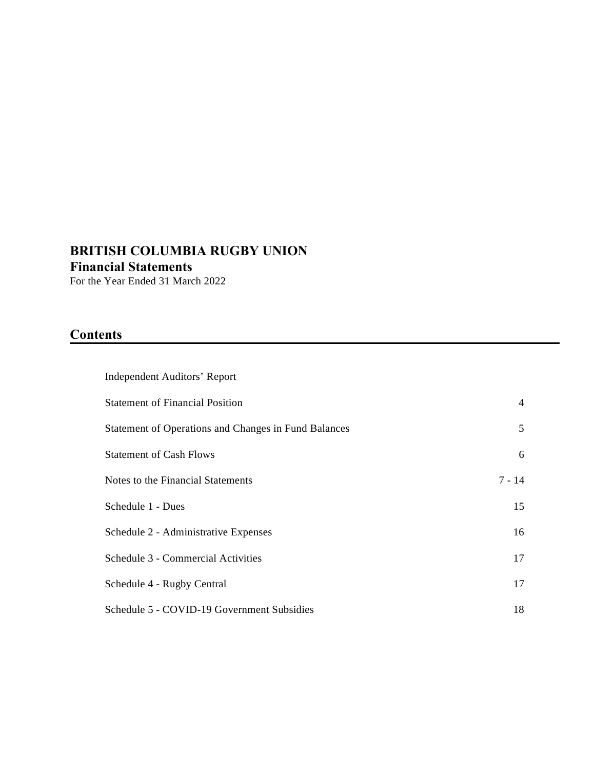# BRITISH COLUMBIA RUGBY UNION

## Financial Statements

For the Year Ended 31 March 2022

## Contents

| | |
|---|---|
| Independent Auditors' Report | |
| Statement of Financial Position | 4 |
| Statement of Operations and Changes in Fund Balances | 5 |
| Statement of Cash Flows | 6 |
| Notes to the Financial Statements | 7 - 14 |
| Schedule 1 - Dues | 15 |
| Schedule 2 - Administrative Expenses | 16 |
| Schedule 3 - Commercial Activities | 17 |
| Schedule 4 - Rugby Central | 17 |
| Schedule 5 - COVID-19 Government Subsidies | 18 |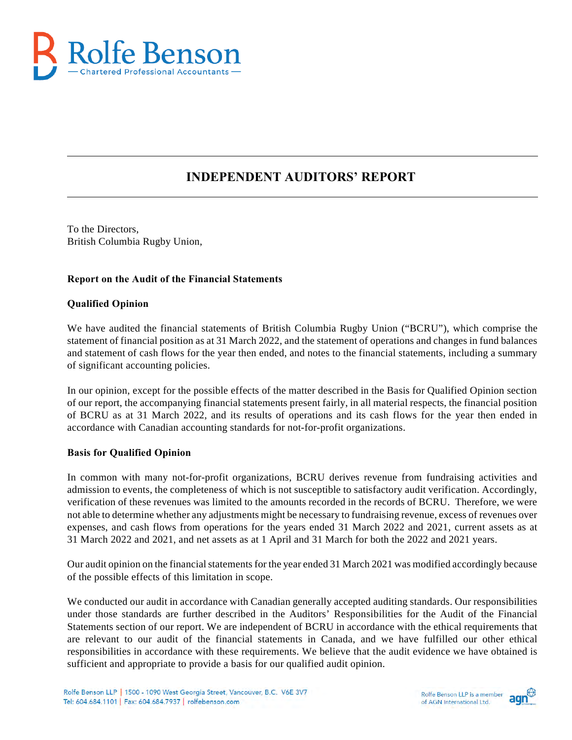# INDEPENDENT AUDITORS' REPORT

To the Directors,
British Columbia Rugby Union,

**Report on the Audit of the Financial Statements**

**Qualified Opinion**

We have audited the financial statements of British Columbia Rugby Union ("BCRU"), which comprise the statement of financial position as at 31 March 2022, and the statement of operations and changes in fund balances and statement of cash flows for the year then ended, and notes to the financial statements, including a summary of significant accounting policies.

In our opinion, except for the possible effects of the matter described in the Basis for Qualified Opinion section of our report, the accompanying financial statements present fairly, in all material respects, the financial position of BCRU as at 31 March 2022, and its results of operations and its cash flows for the year then ended in accordance with Canadian accounting standards for not-for-profit organizations.

**Basis for Qualified Opinion**

In common with many not-for-profit organizations, BCRU derives revenue from fundraising activities and admission to events, the completeness of which is not susceptible to satisfactory audit verification. Accordingly, verification of these revenues was limited to the amounts recorded in the records of BCRU. Therefore, we were not able to determine whether any adjustments might be necessary to fundraising revenue, excess of revenues over expenses, and cash flows from operations for the years ended 31 March 2022 and 2021, current assets as at 31 March 2022 and 2021, and net assets as at 1 April and 31 March for both the 2022 and 2021 years.

Our audit opinion on the financial statements for the year ended 31 March 2021 was modified accordingly because of the possible effects of this limitation in scope.

We conducted our audit in accordance with Canadian generally accepted auditing standards. Our responsibilities under those standards are further described in the Auditors' Responsibilities for the Audit of the Financial Statements section of our report. We are independent of BCRU in accordance with the ethical requirements that are relevant to our audit of the financial statements in Canada, and we have fulfilled our other ethical responsibilities in accordance with these requirements. We believe that the audit evidence we have obtained is sufficient and appropriate to provide a basis for our qualified audit opinion.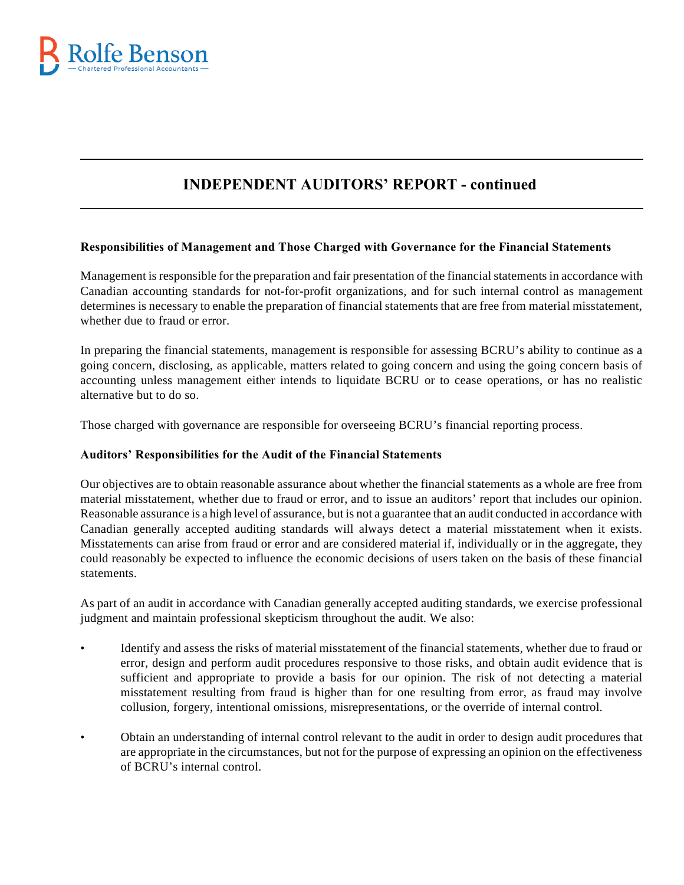## INDEPENDENT AUDITORS' REPORT - continued

**Responsibilities of Management and Those Charged with Governance for the Financial Statements**

Management is responsible for the preparation and fair presentation of the financial statements in accordance with Canadian accounting standards for not-for-profit organizations, and for such internal control as management determines is necessary to enable the preparation of financial statements that are free from material misstatement, whether due to fraud or error.

In preparing the financial statements, management is responsible for assessing BCRU's ability to continue as a going concern, disclosing, as applicable, matters related to going concern and using the going concern basis of accounting unless management either intends to liquidate BCRU or to cease operations, or has no realistic alternative but to do so.

Those charged with governance are responsible for overseeing BCRU's financial reporting process.

**Auditors' Responsibilities for the Audit of the Financial Statements**

Our objectives are to obtain reasonable assurance about whether the financial statements as a whole are free from material misstatement, whether due to fraud or error, and to issue an auditors' report that includes our opinion. Reasonable assurance is a high level of assurance, but is not a guarantee that an audit conducted in accordance with Canadian generally accepted auditing standards will always detect a material misstatement when it exists. Misstatements can arise from fraud or error and are considered material if, individually or in the aggregate, they could reasonably be expected to influence the economic decisions of users taken on the basis of these financial statements.

As part of an audit in accordance with Canadian generally accepted auditing standards, we exercise professional judgment and maintain professional skepticism throughout the audit. We also:

- Identify and assess the risks of material misstatement of the financial statements, whether due to fraud or error, design and perform audit procedures responsive to those risks, and obtain audit evidence that is sufficient and appropriate to provide a basis for our opinion. The risk of not detecting a material misstatement resulting from fraud is higher than for one resulting from error, as fraud may involve collusion, forgery, intentional omissions, misrepresentations, or the override of internal control.

- Obtain an understanding of internal control relevant to the audit in order to design audit procedures that are appropriate in the circumstances, but not for the purpose of expressing an opinion on the effectiveness of BCRU's internal control.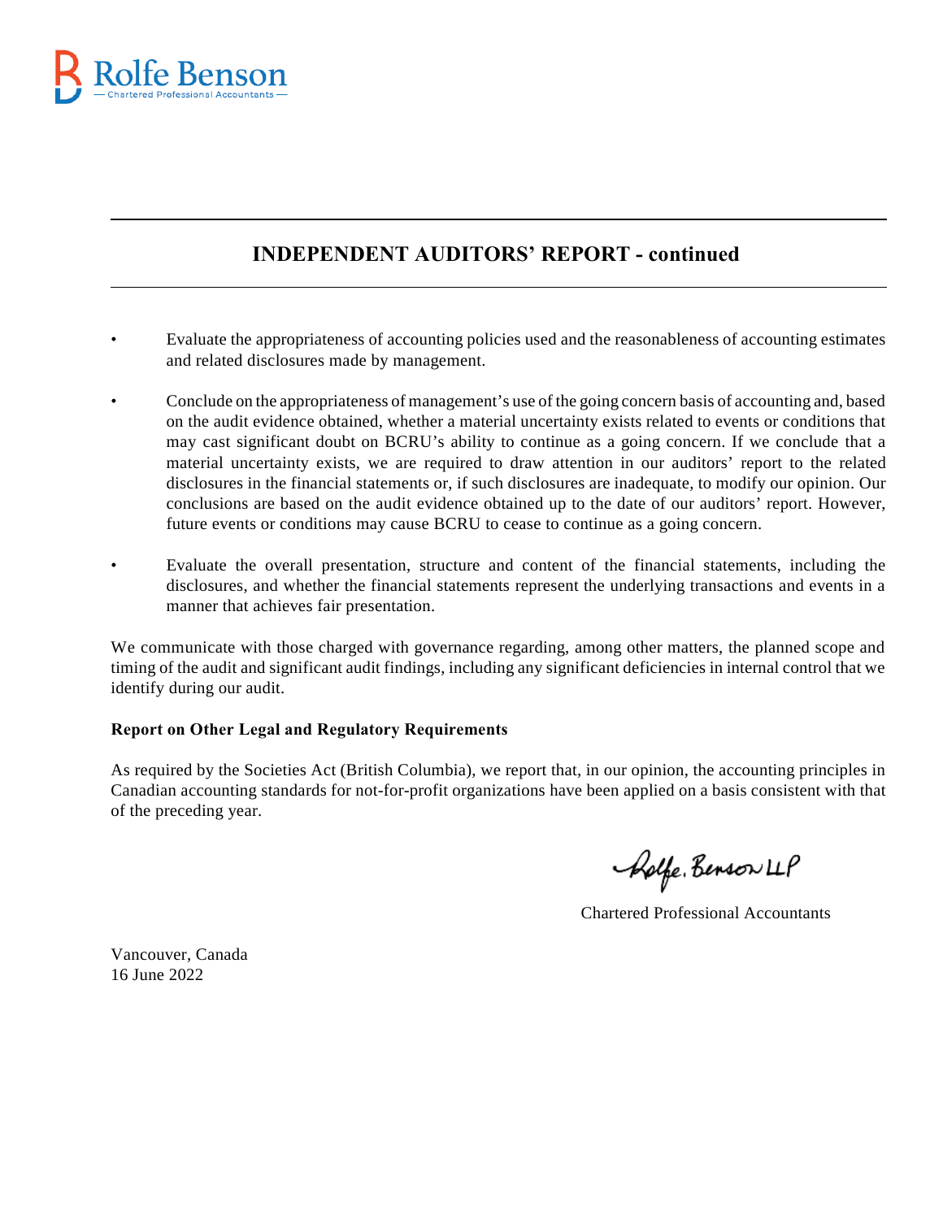## INDEPENDENT AUDITORS' REPORT - continued

- Evaluate the appropriateness of accounting policies used and the reasonableness of accounting estimates and related disclosures made by management.
- Conclude on the appropriateness of management's use of the going concern basis of accounting and, based on the audit evidence obtained, whether a material uncertainty exists related to events or conditions that may cast significant doubt on BCRU's ability to continue as a going concern. If we conclude that a material uncertainty exists, we are required to draw attention in our auditors' report to the related disclosures in the financial statements or, if such disclosures are inadequate, to modify our opinion. Our conclusions are based on the audit evidence obtained up to the date of our auditors' report. However, future events or conditions may cause BCRU to cease to continue as a going concern.
- Evaluate the overall presentation, structure and content of the financial statements, including the disclosures, and whether the financial statements represent the underlying transactions and events in a manner that achieves fair presentation.

We communicate with those charged with governance regarding, among other matters, the planned scope and timing of the audit and significant audit findings, including any significant deficiencies in internal control that we identify during our audit.

**Report on Other Legal and Regulatory Requirements**

As required by the Societies Act (British Columbia), we report that, in our opinion, the accounting principles in Canadian accounting standards for not-for-profit organizations have been applied on a basis consistent with that of the preceding year.

Rolfe, Benson LLP

Chartered Professional Accountants

Vancouver, Canada
16 June 2022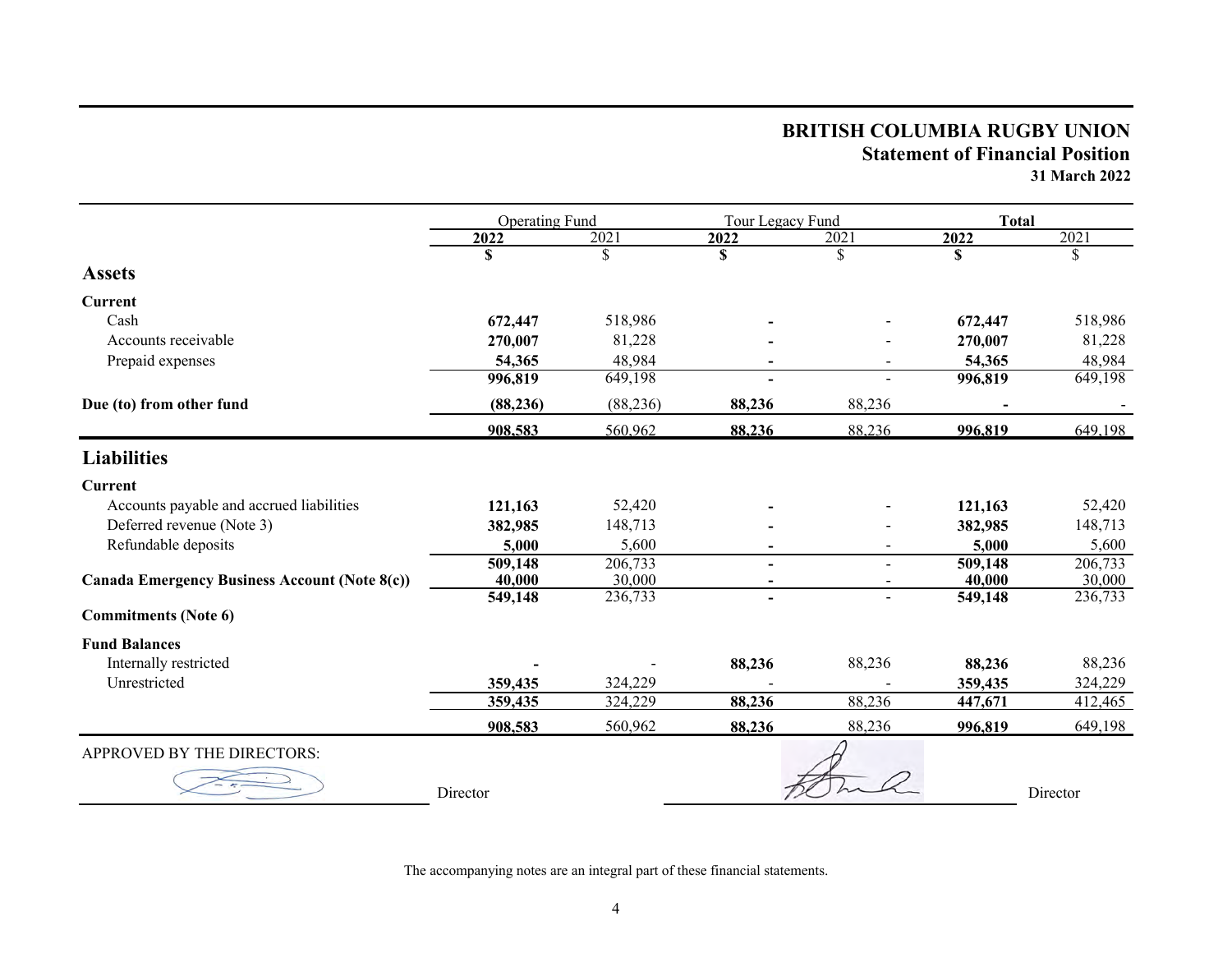# BRITISH COLUMBIA RUGBY UNION

## Statement of Financial Position

**31 March 2022**

| | Operating Fund | | Tour Legacy Fund | | Total | |
|---|---|---|---|---|---|---|
| | **2022** | 2021 | **2022** | 2021 | **2022** | 2021 |
| | **$** | $ | **$** | $ | **$** | $ |
| **Assets** | | | | | | |
| **Current** | | | | | | |
| Cash | **672,447** | 518,986 | **-** | - | **672,447** | 518,986 |
| Accounts receivable | **270,007** | 81,228 | **-** | - | **270,007** | 81,228 |
| Prepaid expenses | **54,365** | 48,984 | **-** | - | **54,365** | 48,984 |
| | **996,819** | 649,198 | **-** | - | **996,819** | 649,198 |
| **Due (to) from other fund** | **(88,236)** | (88,236) | **88,236** | 88,236 | **-** | - |
| | **908,583** | 560,962 | **88,236** | 88,236 | **996,819** | 649,198 |
| **Liabilities** | | | | | | |
| **Current** | | | | | | |
| Accounts payable and accrued liabilities | **121,163** | 52,420 | **-** | - | **121,163** | 52,420 |
| Deferred revenue (Note 3) | **382,985** | 148,713 | **-** | - | **382,985** | 148,713 |
| Refundable deposits | **5,000** | 5,600 | **-** | - | **5,000** | 5,600 |
| | **509,148** | 206,733 | **-** | - | **509,148** | 206,733 |
| **Canada Emergency Business Account (Note 8(c))** | **40,000** | 30,000 | **-** | - | **40,000** | 30,000 |
| | **549,148** | 236,733 | **-** | - | **549,148** | 236,733 |
| **Commitments (Note 6)** | | | | | | |
| **Fund Balances** | | | | | | |
| Internally restricted | **-** | - | **88,236** | 88,236 | **88,236** | 88,236 |
| Unrestricted | **359,435** | 324,229 | - | - | **359,435** | 324,229 |
| | **359,435** | 324,229 | **88,236** | 88,236 | **447,671** | 412,465 |
| | **908,583** | 560,962 | **88,236** | 88,236 | **996,819** | 649,198 |

APPROVED BY THE DIRECTORS:

_______________ Director _______________ Director

The accompanying notes are an integral part of these financial statements.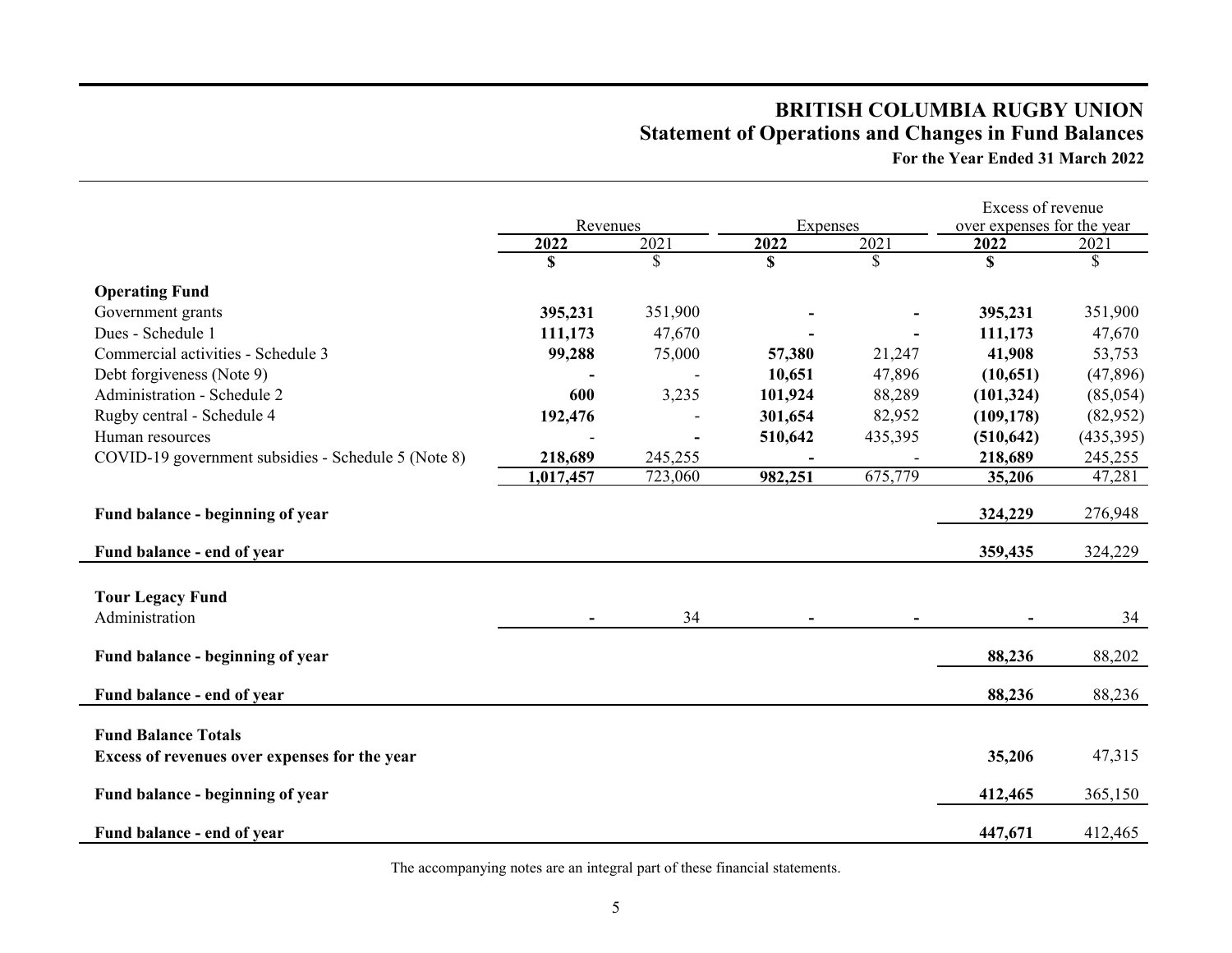# BRITISH COLUMBIA RUGBY UNION

## Statement of Operations and Changes in Fund Balances

**For the Year Ended 31 March 2022**

| | Revenues | | Expenses | | Excess of revenue over expenses for the year | |
|---|---|---|---|---|---|---|
| | **2022** | 2021 | **2022** | 2021 | **2022** | 2021 |
| | **$** | $ | **$** | $ | **$** | $ |
| **Operating Fund** | | | | | | |
| Government grants | **395,231** | 351,900 | **-** | **-** | **395,231** | 351,900 |
| Dues - Schedule 1 | **111,173** | 47,670 | **-** | **-** | **111,173** | 47,670 |
| Commercial activities - Schedule 3 | **99,288** | 75,000 | **57,380** | 21,247 | **41,908** | 53,753 |
| Debt forgiveness (Note 9) | **-** | - | **10,651** | 47,896 | **(10,651)** | (47,896) |
| Administration - Schedule 2 | **600** | 3,235 | **101,924** | 88,289 | **(101,324)** | (85,054) |
| Rugby central - Schedule 4 | **192,476** | - | **301,654** | 82,952 | **(109,178)** | (82,952) |
| Human resources | - | **-** | **510,642** | 435,395 | **(510,642)** | (435,395) |
| COVID-19 government subsidies - Schedule 5 (Note 8) | **218,689** | 245,255 | **-** | - | **218,689** | 245,255 |
| | **1,017,457** | 723,060 | **982,251** | 675,779 | **35,206** | 47,281 |
| **Fund balance - beginning of year** | | | | | **324,229** | 276,948 |
| **Fund balance - end of year** | | | | | **359,435** | 324,229 |
| **Tour Legacy Fund** | | | | | | |
| Administration | **-** | 34 | **-** | **-** | **-** | 34 |
| **Fund balance - beginning of year** | | | | | **88,236** | 88,202 |
| **Fund balance - end of year** | | | | | **88,236** | 88,236 |
| **Fund Balance Totals** | | | | | | |
| **Excess of revenues over expenses for the year** | | | | | **35,206** | 47,315 |
| **Fund balance - beginning of year** | | | | | **412,465** | 365,150 |
| **Fund balance - end of year** | | | | | **447,671** | 412,465 |

The accompanying notes are an integral part of these financial statements.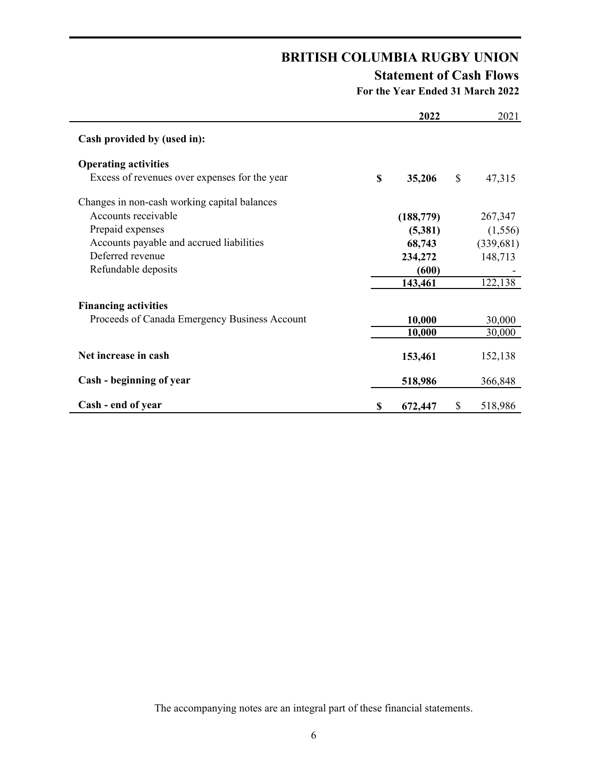# BRITISH COLUMBIA RUGBY UNION

## Statement of Cash Flows

### For the Year Ended 31 March 2022

| | 2022 | 2021 |
|---|---|---|
| **Cash provided by (used in):** | | |
| **Operating activities** | | |
| Excess of revenues over expenses for the year | **$ 35,206** | $ 47,315 |
| Changes in non-cash working capital balances | | |
| Accounts receivable | **(188,779)** | 267,347 |
| Prepaid expenses | **(5,381)** | (1,556) |
| Accounts payable and accrued liabilities | **68,743** | (339,681) |
| Deferred revenue | **234,272** | 148,713 |
| Refundable deposits | **(600)** | - |
| | **143,461** | 122,138 |
| **Financing activities** | | |
| Proceeds of Canada Emergency Business Account | **10,000** | 30,000 |
| | **10,000** | 30,000 |
| **Net increase in cash** | **153,461** | 152,138 |
| **Cash - beginning of year** | **518,986** | 366,848 |
| **Cash - end of year** | **$ 672,447** | $ 518,986 |

The accompanying notes are an integral part of these financial statements.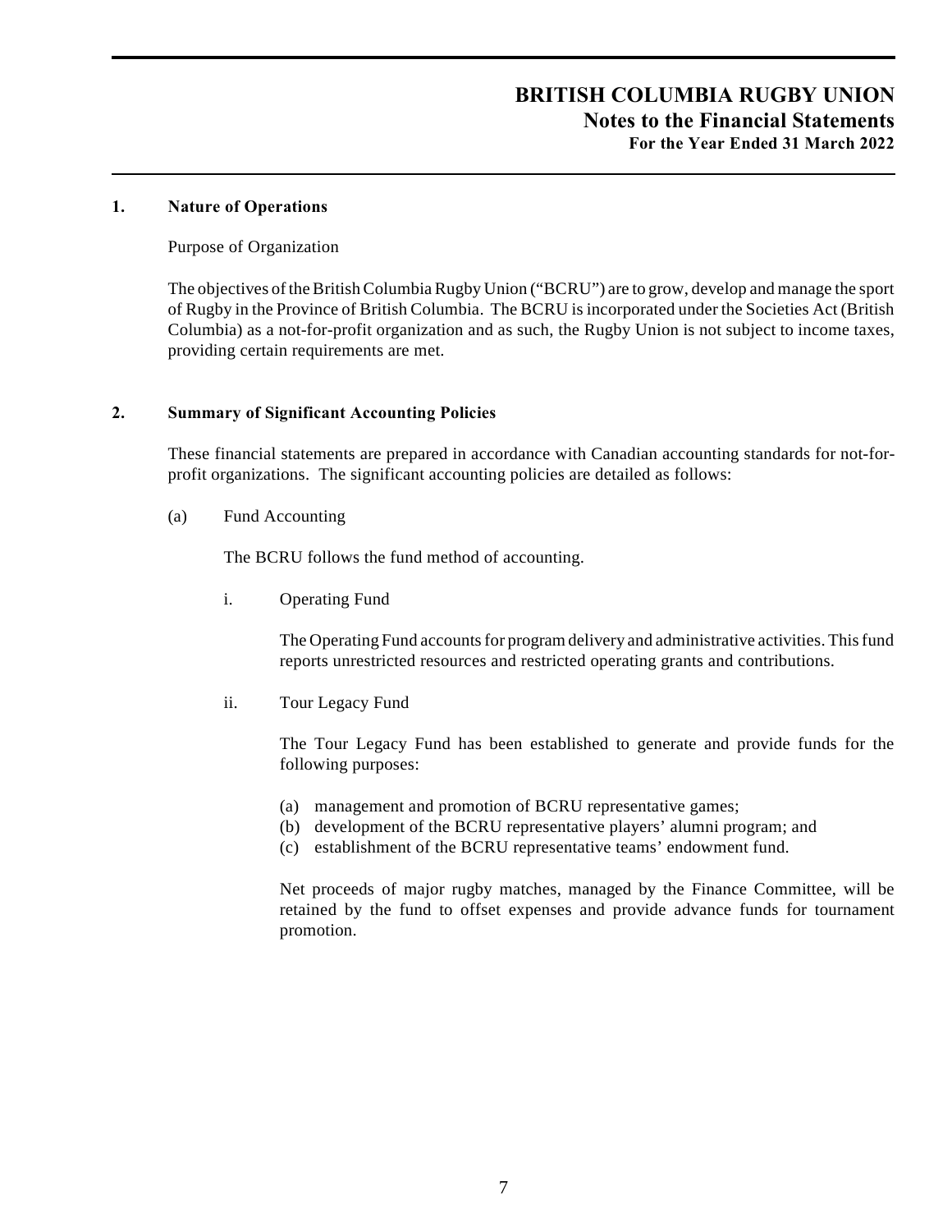# BRITISH COLUMBIA RUGBY UNION
## Notes to the Financial Statements
### For the Year Ended 31 March 2022

**1. Nature of Operations**

Purpose of Organization

The objectives of the British Columbia Rugby Union ("BCRU") are to grow, develop and manage the sport of Rugby in the Province of British Columbia. The BCRU is incorporated under the Societies Act (British Columbia) as a not-for-profit organization and as such, the Rugby Union is not subject to income taxes, providing certain requirements are met.

**2. Summary of Significant Accounting Policies**

These financial statements are prepared in accordance with Canadian accounting standards for not-for-profit organizations. The significant accounting policies are detailed as follows:

(a) Fund Accounting

The BCRU follows the fund method of accounting.

i. Operating Fund

The Operating Fund accounts for program delivery and administrative activities. This fund reports unrestricted resources and restricted operating grants and contributions.

ii. Tour Legacy Fund

The Tour Legacy Fund has been established to generate and provide funds for the following purposes:

(a) management and promotion of BCRU representative games;
(b) development of the BCRU representative players' alumni program; and
(c) establishment of the BCRU representative teams' endowment fund.

Net proceeds of major rugby matches, managed by the Finance Committee, will be retained by the fund to offset expenses and provide advance funds for tournament promotion.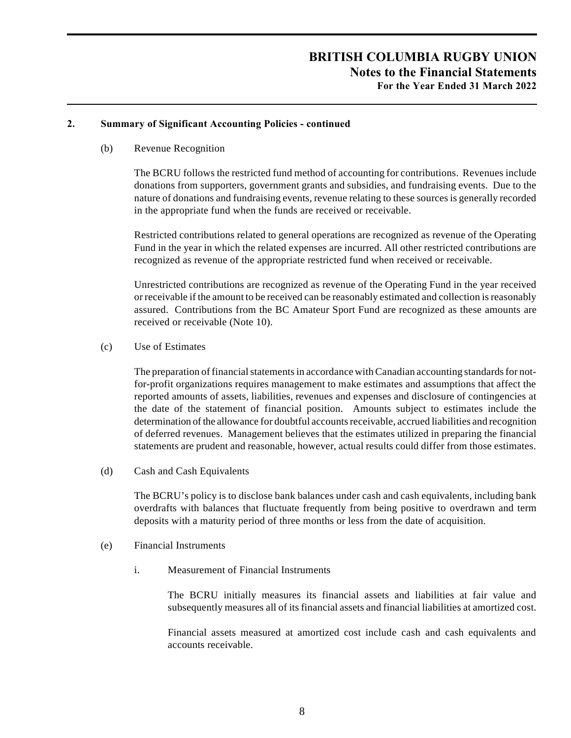## 2. Summary of Significant Accounting Policies - continued

(b) Revenue Recognition

The BCRU follows the restricted fund method of accounting for contributions. Revenues include donations from supporters, government grants and subsidies, and fundraising events. Due to the nature of donations and fundraising events, revenue relating to these sources is generally recorded in the appropriate fund when the funds are received or receivable.

Restricted contributions related to general operations are recognized as revenue of the Operating Fund in the year in which the related expenses are incurred. All other restricted contributions are recognized as revenue of the appropriate restricted fund when received or receivable.

Unrestricted contributions are recognized as revenue of the Operating Fund in the year received or receivable if the amount to be received can be reasonably estimated and collection is reasonably assured. Contributions from the BC Amateur Sport Fund are recognized as these amounts are received or receivable (Note 10).

(c) Use of Estimates

The preparation of financial statements in accordance with Canadian accounting standards for not-for-profit organizations requires management to make estimates and assumptions that affect the reported amounts of assets, liabilities, revenues and expenses and disclosure of contingencies at the date of the statement of financial position. Amounts subject to estimates include the determination of the allowance for doubtful accounts receivable, accrued liabilities and recognition of deferred revenues. Management believes that the estimates utilized in preparing the financial statements are prudent and reasonable, however, actual results could differ from those estimates.

(d) Cash and Cash Equivalents

The BCRU's policy is to disclose bank balances under cash and cash equivalents, including bank overdrafts with balances that fluctuate frequently from being positive to overdrawn and term deposits with a maturity period of three months or less from the date of acquisition.

(e) Financial Instruments

i. Measurement of Financial Instruments

The BCRU initially measures its financial assets and liabilities at fair value and subsequently measures all of its financial assets and financial liabilities at amortized cost.

Financial assets measured at amortized cost include cash and cash equivalents and accounts receivable.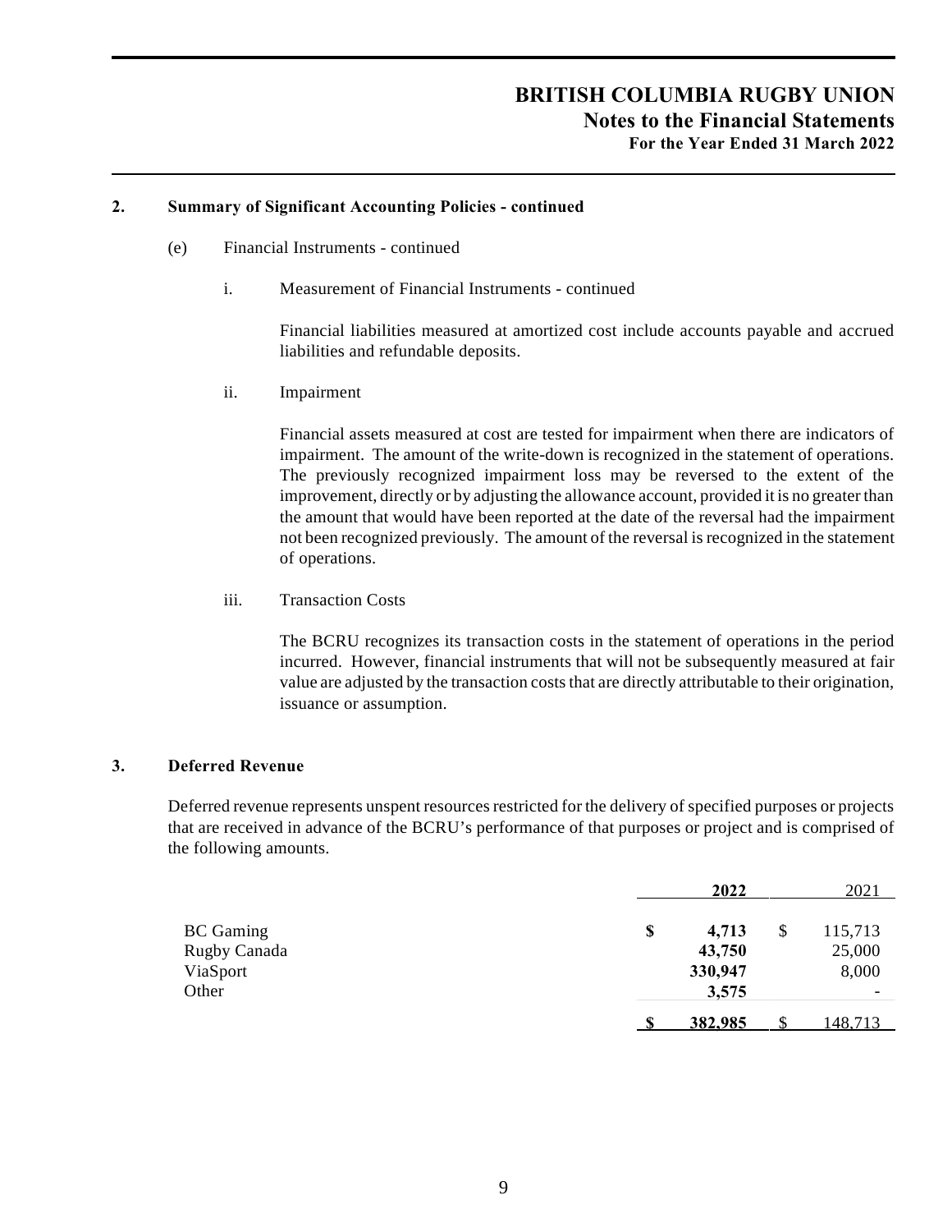## 2. Summary of Significant Accounting Policies - continued

(e) Financial Instruments - continued

i. Measurement of Financial Instruments - continued

Financial liabilities measured at amortized cost include accounts payable and accrued liabilities and refundable deposits.

ii. Impairment

Financial assets measured at cost are tested for impairment when there are indicators of impairment. The amount of the write-down is recognized in the statement of operations. The previously recognized impairment loss may be reversed to the extent of the improvement, directly or by adjusting the allowance account, provided it is no greater than the amount that would have been reported at the date of the reversal had the impairment not been recognized previously. The amount of the reversal is recognized in the statement of operations.

iii. Transaction Costs

The BCRU recognizes its transaction costs in the statement of operations in the period incurred. However, financial instruments that will not be subsequently measured at fair value are adjusted by the transaction costs that are directly attributable to their origination, issuance or assumption.

## 3. Deferred Revenue

Deferred revenue represents unspent resources restricted for the delivery of specified purposes or projects that are received in advance of the BCRU's performance of that purposes or project and is comprised of the following amounts.

| | **2022** | 2021 |
|---|---|---|
| BC Gaming | **$ 4,713** | $ 115,713 |
| Rugby Canada | **43,750** | 25,000 |
| ViaSport | **330,947** | 8,000 |
| Other | **3,575** | - |
| | **$ 382,985** | $ 148,713 |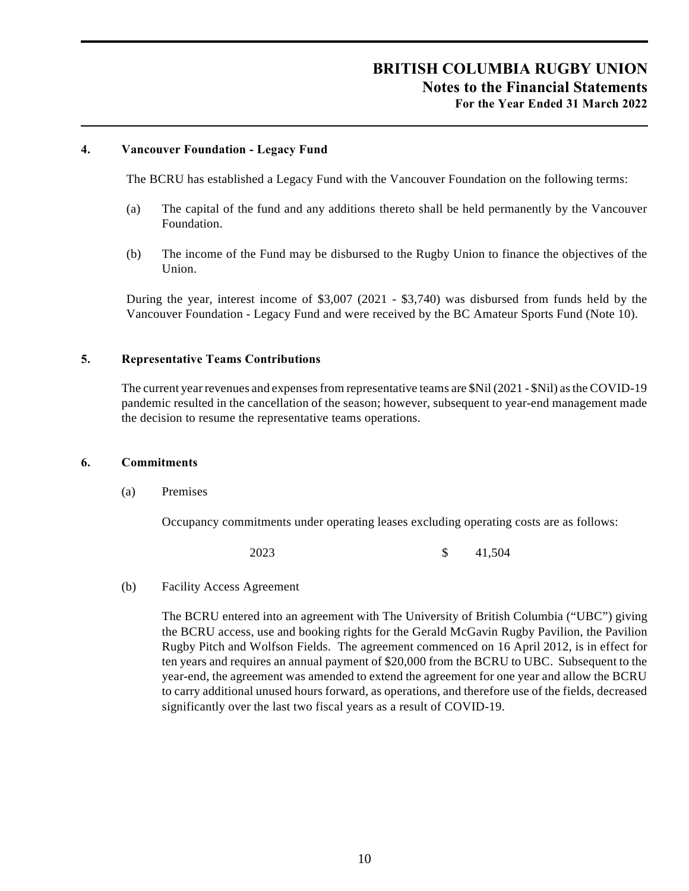## 4. Vancouver Foundation - Legacy Fund

The BCRU has established a Legacy Fund with the Vancouver Foundation on the following terms:

(a) The capital of the fund and any additions thereto shall be held permanently by the Vancouver Foundation.

(b) The income of the Fund may be disbursed to the Rugby Union to finance the objectives of the Union.

During the year, interest income of $3,007 (2021 - $3,740) was disbursed from funds held by the Vancouver Foundation - Legacy Fund and were received by the BC Amateur Sports Fund (Note 10).

## 5. Representative Teams Contributions

The current year revenues and expenses from representative teams are $Nil (2021 - $Nil) as the COVID-19 pandemic resulted in the cancellation of the season; however, subsequent to year-end management made the decision to resume the representative teams operations.

## 6. Commitments

(a) Premises

Occupancy commitments under operating leases excluding operating costs are as follows:

| | |
|---|---|
| 2023 | $ 41,504 |

(b) Facility Access Agreement

The BCRU entered into an agreement with The University of British Columbia ("UBC") giving the BCRU access, use and booking rights for the Gerald McGavin Rugby Pavilion, the Pavilion Rugby Pitch and Wolfson Fields. The agreement commenced on 16 April 2012, is in effect for ten years and requires an annual payment of $20,000 from the BCRU to UBC. Subsequent to the year-end, the agreement was amended to extend the agreement for one year and allow the BCRU to carry additional unused hours forward, as operations, and therefore use of the fields, decreased significantly over the last two fiscal years as a result of COVID-19.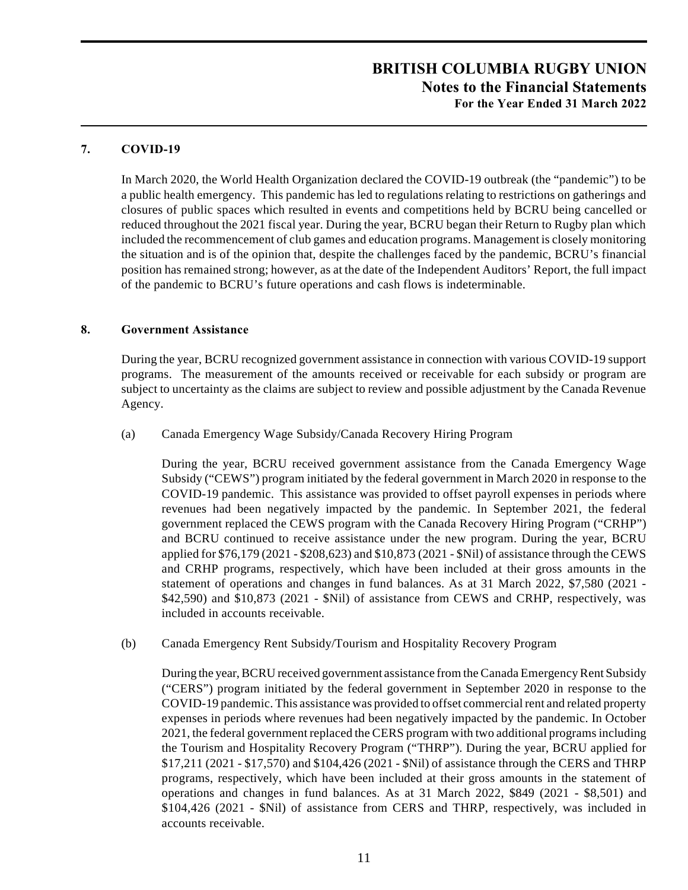## 7. COVID-19

In March 2020, the World Health Organization declared the COVID-19 outbreak (the "pandemic") to be a public health emergency. This pandemic has led to regulations relating to restrictions on gatherings and closures of public spaces which resulted in events and competitions held by BCRU being cancelled or reduced throughout the 2021 fiscal year. During the year, BCRU began their Return to Rugby plan which included the recommencement of club games and education programs. Management is closely monitoring the situation and is of the opinion that, despite the challenges faced by the pandemic, BCRU's financial position has remained strong; however, as at the date of the Independent Auditors' Report, the full impact of the pandemic to BCRU's future operations and cash flows is indeterminable.

## 8. Government Assistance

During the year, BCRU recognized government assistance in connection with various COVID-19 support programs. The measurement of the amounts received or receivable for each subsidy or program are subject to uncertainty as the claims are subject to review and possible adjustment by the Canada Revenue Agency.

(a) Canada Emergency Wage Subsidy/Canada Recovery Hiring Program

During the year, BCRU received government assistance from the Canada Emergency Wage Subsidy ("CEWS") program initiated by the federal government in March 2020 in response to the COVID-19 pandemic. This assistance was provided to offset payroll expenses in periods where revenues had been negatively impacted by the pandemic. In September 2021, the federal government replaced the CEWS program with the Canada Recovery Hiring Program ("CRHP") and BCRU continued to receive assistance under the new program. During the year, BCRU applied for $76,179 (2021 - $208,623) and $10,873 (2021 - $Nil) of assistance through the CEWS and CRHP programs, respectively, which have been included at their gross amounts in the statement of operations and changes in fund balances. As at 31 March 2022, $7,580 (2021 - $42,590) and $10,873 (2021 - $Nil) of assistance from CEWS and CRHP, respectively, was included in accounts receivable.

(b) Canada Emergency Rent Subsidy/Tourism and Hospitality Recovery Program

During the year, BCRU received government assistance from the Canada Emergency Rent Subsidy ("CERS") program initiated by the federal government in September 2020 in response to the COVID-19 pandemic. This assistance was provided to offset commercial rent and related property expenses in periods where revenues had been negatively impacted by the pandemic. In October 2021, the federal government replaced the CERS program with two additional programs including the Tourism and Hospitality Recovery Program ("THRP"). During the year, BCRU applied for $17,211 (2021 - $17,570) and $104,426 (2021 - $Nil) of assistance through the CERS and THRP programs, respectively, which have been included at their gross amounts in the statement of operations and changes in fund balances. As at 31 March 2022, $849 (2021 - $8,501) and $104,426 (2021 - $Nil) of assistance from CERS and THRP, respectively, was included in accounts receivable.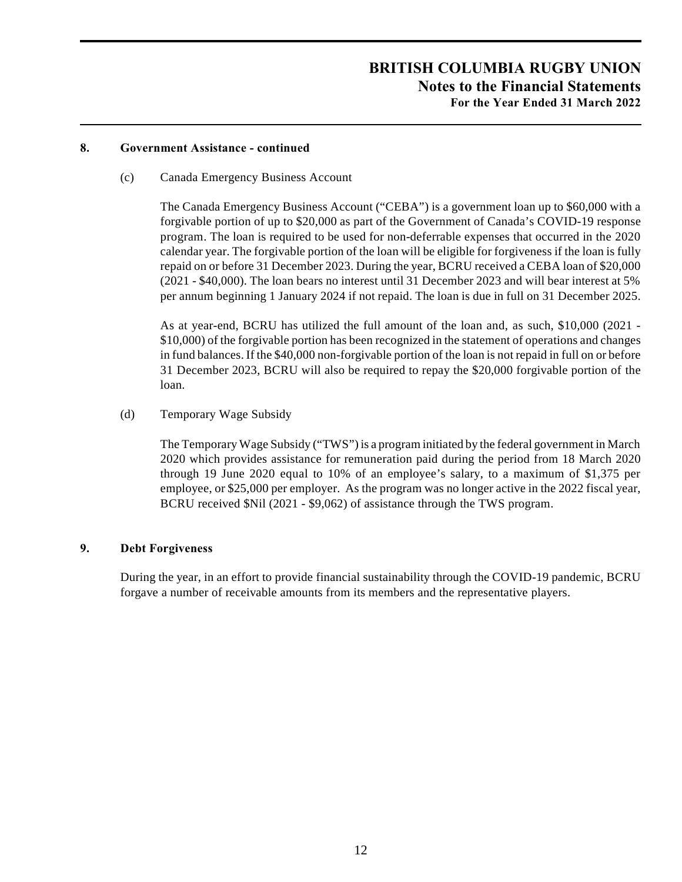## 8. Government Assistance - continued

(c) Canada Emergency Business Account

The Canada Emergency Business Account ("CEBA") is a government loan up to $60,000 with a forgivable portion of up to $20,000 as part of the Government of Canada's COVID-19 response program. The loan is required to be used for non-deferrable expenses that occurred in the 2020 calendar year. The forgivable portion of the loan will be eligible for forgiveness if the loan is fully repaid on or before 31 December 2023. During the year, BCRU received a CEBA loan of $20,000 (2021 - $40,000). The loan bears no interest until 31 December 2023 and will bear interest at 5% per annum beginning 1 January 2024 if not repaid. The loan is due in full on 31 December 2025.

As at year-end, BCRU has utilized the full amount of the loan and, as such, $10,000 (2021 - $10,000) of the forgivable portion has been recognized in the statement of operations and changes in fund balances. If the $40,000 non-forgivable portion of the loan is not repaid in full on or before 31 December 2023, BCRU will also be required to repay the $20,000 forgivable portion of the loan.

(d) Temporary Wage Subsidy

The Temporary Wage Subsidy ("TWS") is a program initiated by the federal government in March 2020 which provides assistance for remuneration paid during the period from 18 March 2020 through 19 June 2020 equal to 10% of an employee's salary, to a maximum of $1,375 per employee, or $25,000 per employer. As the program was no longer active in the 2022 fiscal year, BCRU received $Nil (2021 - $9,062) of assistance through the TWS program.

## 9. Debt Forgiveness

During the year, in an effort to provide financial sustainability through the COVID-19 pandemic, BCRU forgave a number of receivable amounts from its members and the representative players.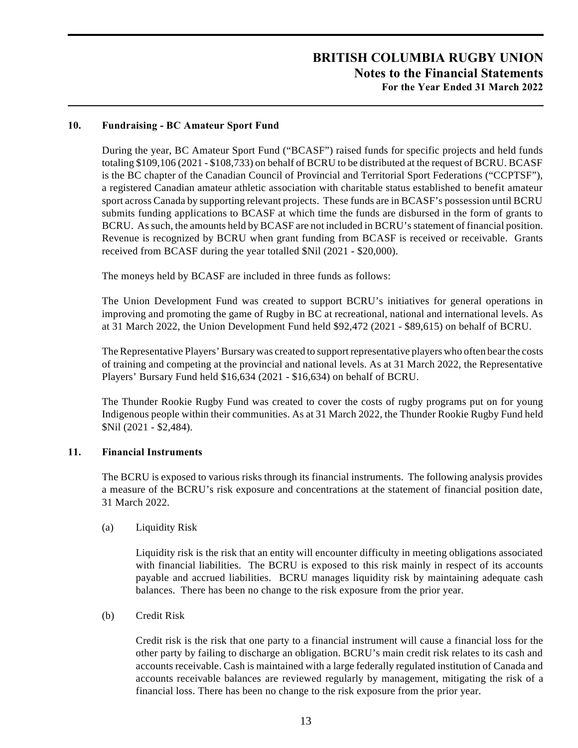## 10. Fundraising - BC Amateur Sport Fund

During the year, BC Amateur Sport Fund ("BCASF") raised funds for specific projects and held funds totaling $109,106 (2021 - $108,733) on behalf of BCRU to be distributed at the request of BCRU. BCASF is the BC chapter of the Canadian Council of Provincial and Territorial Sport Federations ("CCPTSF"), a registered Canadian amateur athletic association with charitable status established to benefit amateur sport across Canada by supporting relevant projects. These funds are in BCASF's possession until BCRU submits funding applications to BCASF at which time the funds are disbursed in the form of grants to BCRU. As such, the amounts held by BCASF are not included in BCRU's statement of financial position. Revenue is recognized by BCRU when grant funding from BCASF is received or receivable. Grants received from BCASF during the year totalled $Nil (2021 - $20,000).

The moneys held by BCASF are included in three funds as follows:

The Union Development Fund was created to support BCRU's initiatives for general operations in improving and promoting the game of Rugby in BC at recreational, national and international levels. As at 31 March 2022, the Union Development Fund held $92,472 (2021 - $89,615) on behalf of BCRU.

The Representative Players' Bursary was created to support representative players who often bear the costs of training and competing at the provincial and national levels. As at 31 March 2022, the Representative Players' Bursary Fund held $16,634 (2021 - $16,634) on behalf of BCRU.

The Thunder Rookie Rugby Fund was created to cover the costs of rugby programs put on for young Indigenous people within their communities. As at 31 March 2022, the Thunder Rookie Rugby Fund held $Nil (2021 - $2,484).

## 11. Financial Instruments

The BCRU is exposed to various risks through its financial instruments. The following analysis provides a measure of the BCRU's risk exposure and concentrations at the statement of financial position date, 31 March 2022.

(a) Liquidity Risk

Liquidity risk is the risk that an entity will encounter difficulty in meeting obligations associated with financial liabilities. The BCRU is exposed to this risk mainly in respect of its accounts payable and accrued liabilities. BCRU manages liquidity risk by maintaining adequate cash balances. There has been no change to the risk exposure from the prior year.

(b) Credit Risk

Credit risk is the risk that one party to a financial instrument will cause a financial loss for the other party by failing to discharge an obligation. BCRU's main credit risk relates to its cash and accounts receivable. Cash is maintained with a large federally regulated institution of Canada and accounts receivable balances are reviewed regularly by management, mitigating the risk of a financial loss. There has been no change to the risk exposure from the prior year.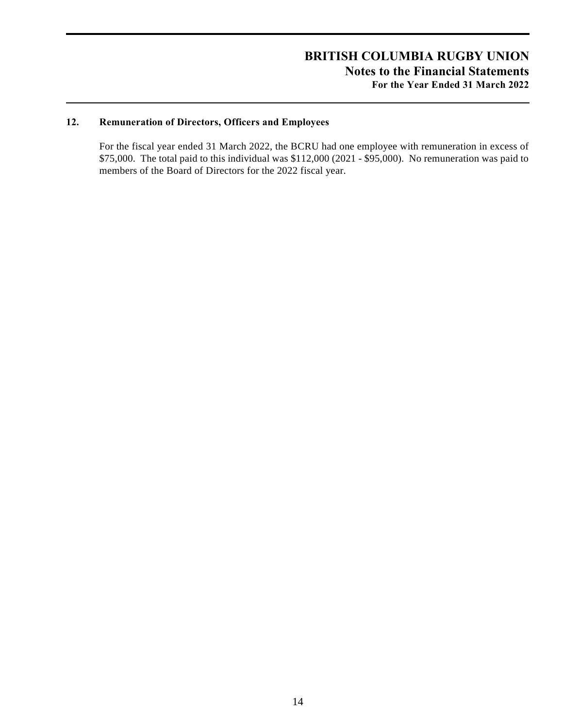## 12. Remuneration of Directors, Officers and Employees

For the fiscal year ended 31 March 2022, the BCRU had one employee with remuneration in excess of \$75,000. The total paid to this individual was \$112,000 (2021 - \$95,000). No remuneration was paid to members of the Board of Directors for the 2022 fiscal year.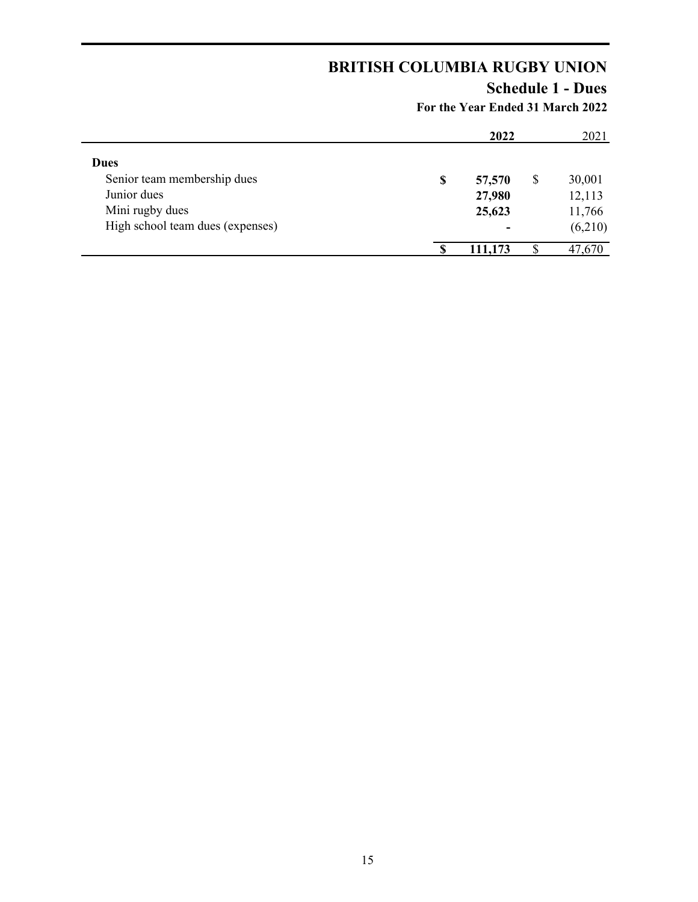# BRITISH COLUMBIA RUGBY UNION

## Schedule 1 - Dues

### For the Year Ended 31 March 2022

| | 2022 | 2021 |
|---|---|---|
| **Dues** | | |
| Senior team membership dues | **$ 57,570** | $ 30,001 |
| Junior dues | **27,980** | 12,113 |
| Mini rugby dues | **25,623** | 11,766 |
| High school team dues (expenses) | **-** | (6,210) |
| | **$ 111,173** | $ 47,670 |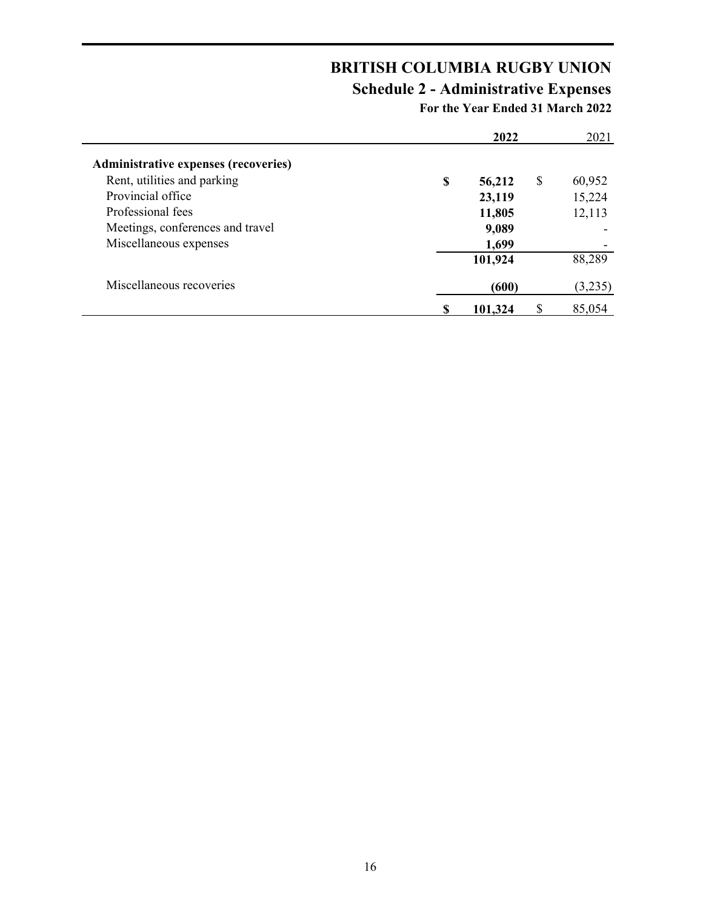# BRITISH COLUMBIA RUGBY UNION

## Schedule 2 - Administrative Expenses

### For the Year Ended 31 March 2022

| | 2022 | 2021 |
|---|---|---|
| **Administrative expenses (recoveries)** | | |
| Rent, utilities and parking | **$ 56,212** | $ 60,952 |
| Provincial office | **23,119** | 15,224 |
| Professional fees | **11,805** | 12,113 |
| Meetings, conferences and travel | **9,089** | - |
| Miscellaneous expenses | **1,699** | - |
| | **101,924** | 88,289 |
| Miscellaneous recoveries | **(600)** | (3,235) |
| | **$ 101,324** | $ 85,054 |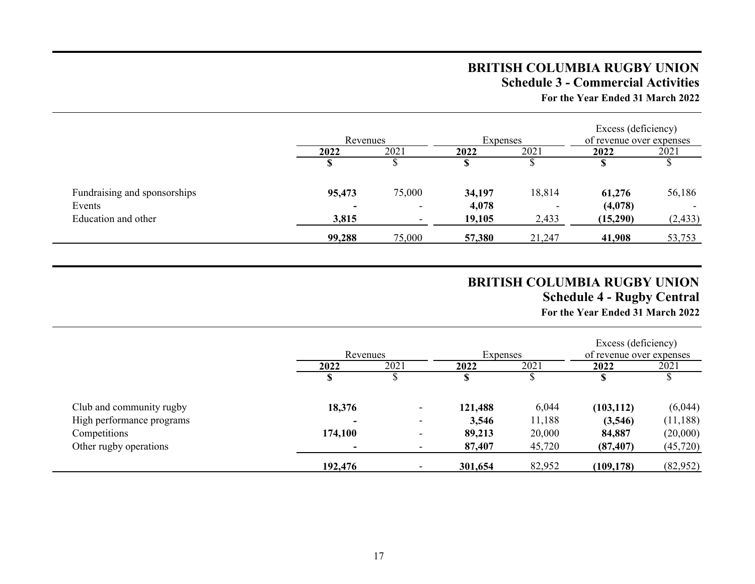# BRITISH COLUMBIA RUGBY UNION

## Schedule 3 - Commercial Activities

### For the Year Ended 31 March 2022

| | Revenues | | Expenses | | Excess (deficiency) of revenue over expenses | |
|---|---|---|---|---|---|---|
| | **2022** | 2021 | **2022** | 2021 | **2022** | 2021 |
| | **$** | $ | **$** | $ | **$** | $ |
| Fundraising and sponsorships | **95,473** | 75,000 | **34,197** | 18,814 | **61,276** | 56,186 |
| Events | **-** | - | **4,078** | - | **(4,078)** | - |
| Education and other | **3,815** | - | **19,105** | 2,433 | **(15,290)** | (2,433) |
| | **99,288** | 75,000 | **57,380** | 21,247 | **41,908** | 53,753 |

# BRITISH COLUMBIA RUGBY UNION

## Schedule 4 - Rugby Central

### For the Year Ended 31 March 2022

| | Revenues | | Expenses | | Excess (deficiency) of revenue over expenses | |
|---|---|---|---|---|---|---|
| | **2022** | 2021 | **2022** | 2021 | **2022** | 2021 |
| | **$** | $ | **$** | $ | **$** | $ |
| Club and community rugby | **18,376** | - | **121,488** | 6,044 | **(103,112)** | (6,044) |
| High performance programs | **-** | - | **3,546** | 11,188 | **(3,546)** | (11,188) |
| Competitions | **174,100** | - | **89,213** | 20,000 | **84,887** | (20,000) |
| Other rugby operations | **-** | - | **87,407** | 45,720 | **(87,407)** | (45,720) |
| | **192,476** | - | **301,654** | 82,952 | **(109,178)** | (82,952) |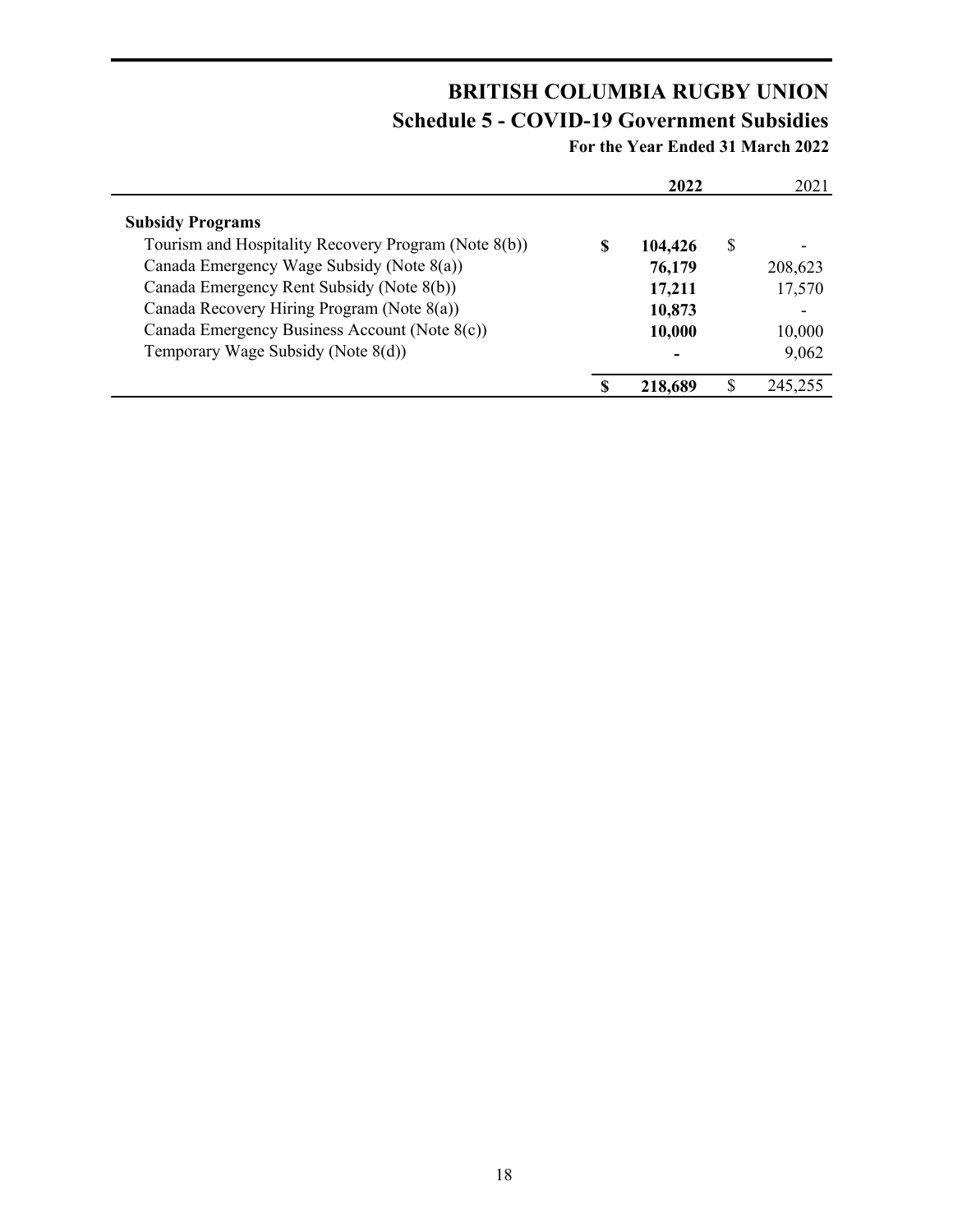# BRITISH COLUMBIA RUGBY UNION

## Schedule 5 - COVID-19 Government Subsidies

**For the Year Ended 31 March 2022**

| | 2022 | 2021 |
|---|---|---|
| **Subsidy Programs** | | |
| Tourism and Hospitality Recovery Program (Note 8(b)) | **$ 104,426** | $ - |
| Canada Emergency Wage Subsidy (Note 8(a)) | **76,179** | 208,623 |
| Canada Emergency Rent Subsidy (Note 8(b)) | **17,211** | 17,570 |
| Canada Recovery Hiring Program (Note 8(a)) | **10,873** | - |
| Canada Emergency Business Account (Note 8(c)) | **10,000** | 10,000 |
| Temporary Wage Subsidy (Note 8(d)) | **-** | 9,062 |
| | **$ 218,689** | $ 245,255 |